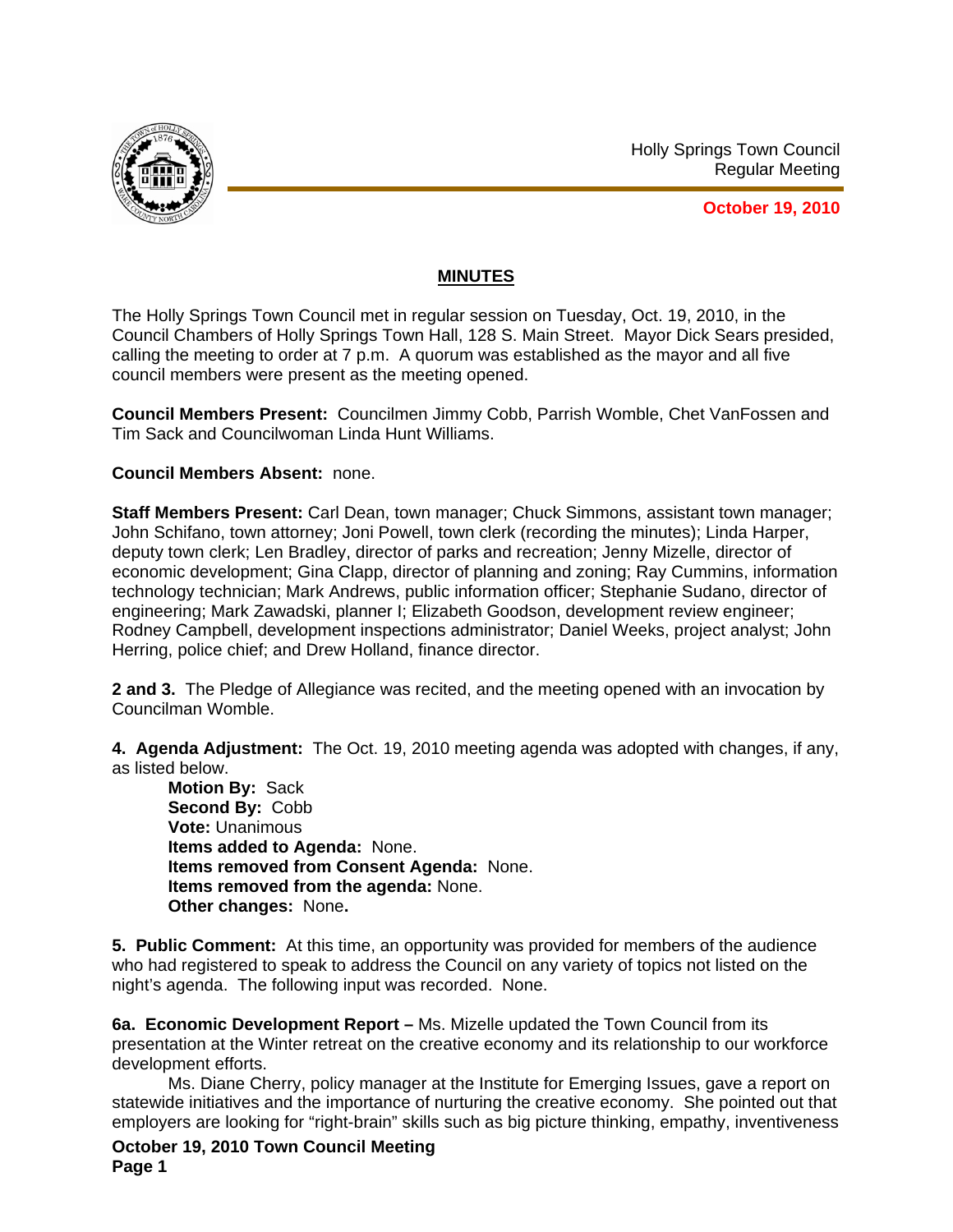Holly Springs Town Council
Regular Meeting

**October 19, 2010**

## MINUTES

The Holly Springs Town Council met in regular session on Tuesday, Oct. 19, 2010, in the Council Chambers of Holly Springs Town Hall, 128 S. Main Street. Mayor Dick Sears presided, calling the meeting to order at 7 p.m. A quorum was established as the mayor and all five council members were present as the meeting opened.

**Council Members Present:** Councilmen Jimmy Cobb, Parrish Womble, Chet VanFossen and Tim Sack and Councilwoman Linda Hunt Williams.

**Council Members Absent:** none.

**Staff Members Present:** Carl Dean, town manager; Chuck Simmons, assistant town manager; John Schifano, town attorney; Joni Powell, town clerk (recording the minutes); Linda Harper, deputy town clerk; Len Bradley, director of parks and recreation; Jenny Mizelle, director of economic development; Gina Clapp, director of planning and zoning; Ray Cummins, information technology technician; Mark Andrews, public information officer; Stephanie Sudano, director of engineering; Mark Zawadski, planner I; Elizabeth Goodson, development review engineer; Rodney Campbell, development inspections administrator; Daniel Weeks, project analyst; John Herring, police chief; and Drew Holland, finance director.

**2 and 3.** The Pledge of Allegiance was recited, and the meeting opened with an invocation by Councilman Womble.

**4. Agenda Adjustment:** The Oct. 19, 2010 meeting agenda was adopted with changes, if any, as listed below.

**Motion By:** Sack
**Second By:** Cobb
**Vote:** Unanimous
**Items added to Agenda:** None.
**Items removed from Consent Agenda:** None.
**Items removed from the agenda:** None.
**Other changes:** None**.**

**5. Public Comment:** At this time, an opportunity was provided for members of the audience who had registered to speak to address the Council on any variety of topics not listed on the night's agenda. The following input was recorded. None.

**6a. Economic Development Report –** Ms. Mizelle updated the Town Council from its presentation at the Winter retreat on the creative economy and its relationship to our workforce development efforts.

Ms. Diane Cherry, policy manager at the Institute for Emerging Issues, gave a report on statewide initiatives and the importance of nurturing the creative economy. She pointed out that employers are looking for "right-brain" skills such as big picture thinking, empathy, inventiveness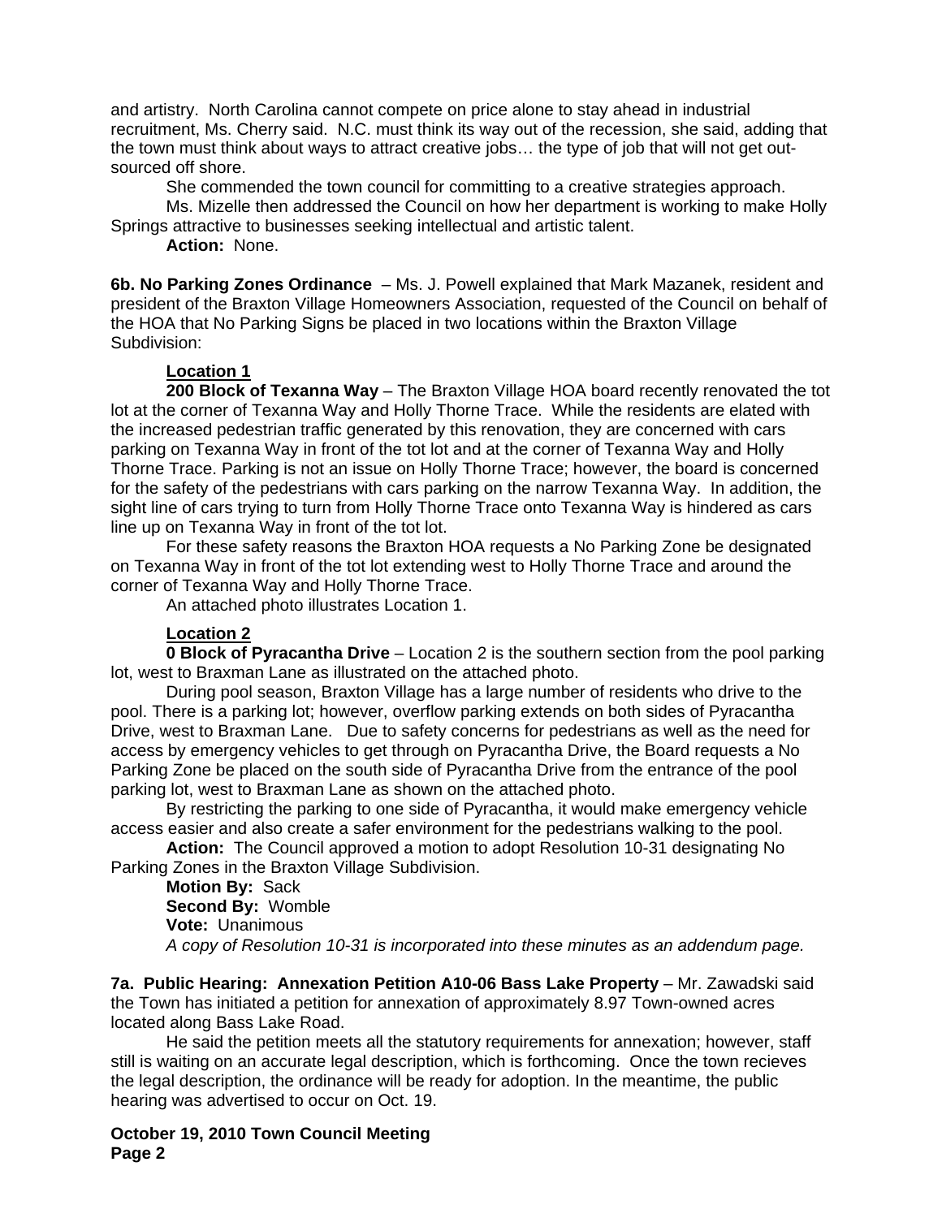and artistry. North Carolina cannot compete on price alone to stay ahead in industrial recruitment, Ms. Cherry said. N.C. must think its way out of the recession, she said, adding that the town must think about ways to attract creative jobs… the type of job that will not get out-sourced off shore.

She commended the town council for committing to a creative strategies approach.

Ms. Mizelle then addressed the Council on how her department is working to make Holly Springs attractive to businesses seeking intellectual and artistic talent.

**Action:** None.

**6b. No Parking Zones Ordinance** – Ms. J. Powell explained that Mark Mazanek, resident and president of the Braxton Village Homeowners Association, requested of the Council on behalf of the HOA that No Parking Signs be placed in two locations within the Braxton Village Subdivision:

**Location 1**

**200 Block of Texanna Way** – The Braxton Village HOA board recently renovated the tot lot at the corner of Texanna Way and Holly Thorne Trace. While the residents are elated with the increased pedestrian traffic generated by this renovation, they are concerned with cars parking on Texanna Way in front of the tot lot and at the corner of Texanna Way and Holly Thorne Trace. Parking is not an issue on Holly Thorne Trace; however, the board is concerned for the safety of the pedestrians with cars parking on the narrow Texanna Way. In addition, the sight line of cars trying to turn from Holly Thorne Trace onto Texanna Way is hindered as cars line up on Texanna Way in front of the tot lot.

For these safety reasons the Braxton HOA requests a No Parking Zone be designated on Texanna Way in front of the tot lot extending west to Holly Thorne Trace and around the corner of Texanna Way and Holly Thorne Trace.

An attached photo illustrates Location 1.

**Location 2**

**0 Block of Pyracantha Drive** – Location 2 is the southern section from the pool parking lot, west to Braxman Lane as illustrated on the attached photo.

During pool season, Braxton Village has a large number of residents who drive to the pool. There is a parking lot; however, overflow parking extends on both sides of Pyracantha Drive, west to Braxman Lane. Due to safety concerns for pedestrians as well as the need for access by emergency vehicles to get through on Pyracantha Drive, the Board requests a No Parking Zone be placed on the south side of Pyracantha Drive from the entrance of the pool parking lot, west to Braxman Lane as shown on the attached photo.

By restricting the parking to one side of Pyracantha, it would make emergency vehicle access easier and also create a safer environment for the pedestrians walking to the pool.

**Action:** The Council approved a motion to adopt Resolution 10-31 designating No Parking Zones in the Braxton Village Subdivision.

**Motion By:** Sack
**Second By:** Womble
**Vote:** Unanimous
*A copy of Resolution 10-31 is incorporated into these minutes as an addendum page.*

**7a. Public Hearing: Annexation Petition A10-06 Bass Lake Property** – Mr. Zawadski said the Town has initiated a petition for annexation of approximately 8.97 Town-owned acres located along Bass Lake Road.

He said the petition meets all the statutory requirements for annexation; however, staff still is waiting on an accurate legal description, which is forthcoming. Once the town recieves the legal description, the ordinance will be ready for adoption. In the meantime, the public hearing was advertised to occur on Oct. 19.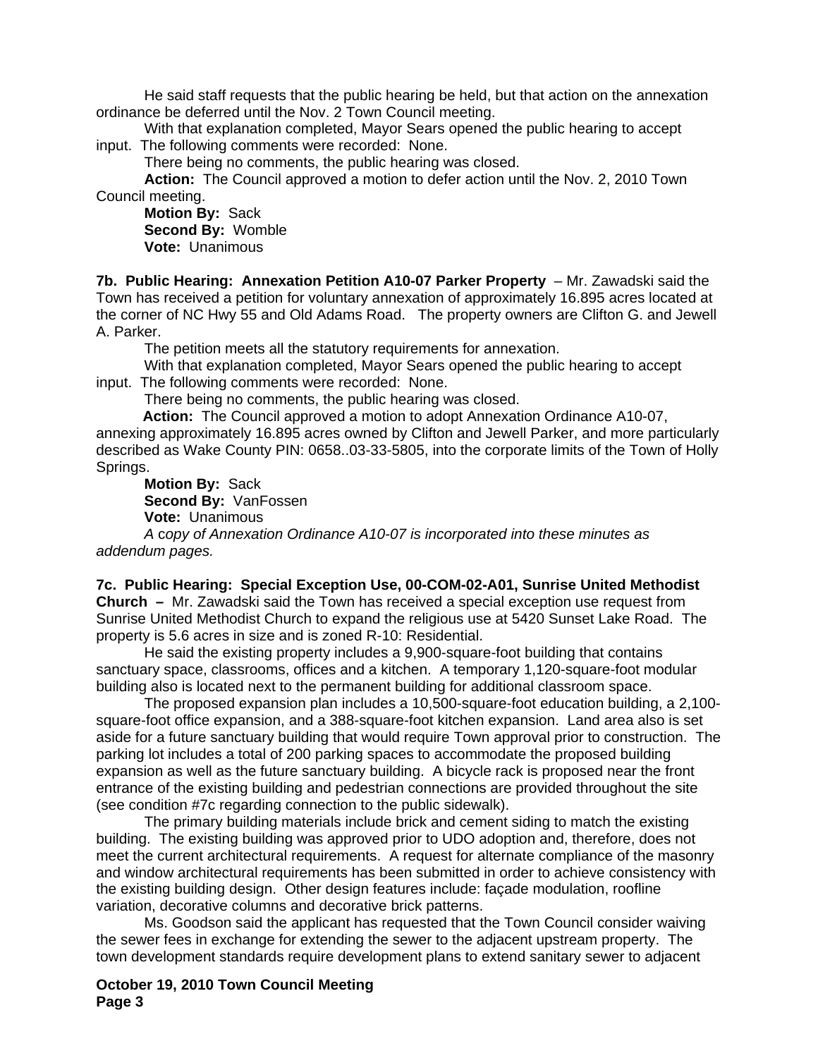He said staff requests that the public hearing be held, but that action on the annexation ordinance be deferred until the Nov. 2 Town Council meeting.

With that explanation completed, Mayor Sears opened the public hearing to accept input. The following comments were recorded: None.

There being no comments, the public hearing was closed.

**Action:** The Council approved a motion to defer action until the Nov. 2, 2010 Town Council meeting.

**Motion By:** Sack
**Second By:** Womble
**Vote:** Unanimous

**7b. Public Hearing: Annexation Petition A10-07 Parker Property** – Mr. Zawadski said the Town has received a petition for voluntary annexation of approximately 16.895 acres located at the corner of NC Hwy 55 and Old Adams Road. The property owners are Clifton G. and Jewell A. Parker.

The petition meets all the statutory requirements for annexation.

With that explanation completed, Mayor Sears opened the public hearing to accept input. The following comments were recorded: None.

There being no comments, the public hearing was closed.

**Action:** The Council approved a motion to adopt Annexation Ordinance A10-07, annexing approximately 16.895 acres owned by Clifton and Jewell Parker, and more particularly described as Wake County PIN: 0658..03-33-5805, into the corporate limits of the Town of Holly Springs.

**Motion By:** Sack
**Second By:** VanFossen
**Vote:** Unanimous

*A copy of Annexation Ordinance A10-07 is incorporated into these minutes as addendum pages.*

**7c. Public Hearing: Special Exception Use, 00-COM-02-A01, Sunrise United Methodist Church –** Mr. Zawadski said the Town has received a special exception use request from Sunrise United Methodist Church to expand the religious use at 5420 Sunset Lake Road. The property is 5.6 acres in size and is zoned R-10: Residential.

He said the existing property includes a 9,900-square-foot building that contains sanctuary space, classrooms, offices and a kitchen. A temporary 1,120-square-foot modular building also is located next to the permanent building for additional classroom space.

The proposed expansion plan includes a 10,500-square-foot education building, a 2,100-square-foot office expansion, and a 388-square-foot kitchen expansion. Land area also is set aside for a future sanctuary building that would require Town approval prior to construction. The parking lot includes a total of 200 parking spaces to accommodate the proposed building expansion as well as the future sanctuary building. A bicycle rack is proposed near the front entrance of the existing building and pedestrian connections are provided throughout the site (see condition #7c regarding connection to the public sidewalk).

The primary building materials include brick and cement siding to match the existing building. The existing building was approved prior to UDO adoption and, therefore, does not meet the current architectural requirements. A request for alternate compliance of the masonry and window architectural requirements has been submitted in order to achieve consistency with the existing building design. Other design features include: façade modulation, roofline variation, decorative columns and decorative brick patterns.

Ms. Goodson said the applicant has requested that the Town Council consider waiving the sewer fees in exchange for extending the sewer to the adjacent upstream property. The town development standards require development plans to extend sanitary sewer to adjacent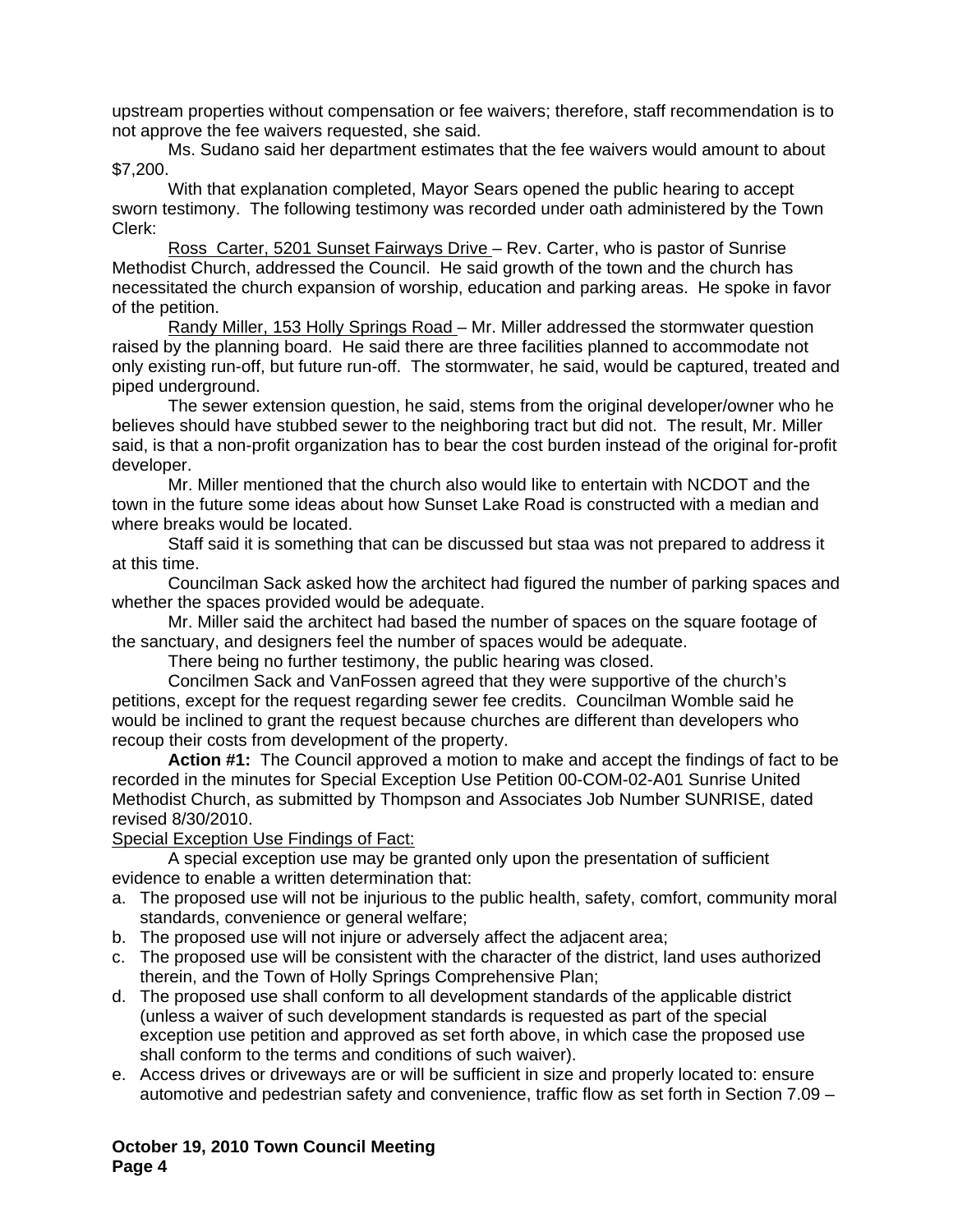upstream properties without compensation or fee waivers; therefore, staff recommendation is to not approve the fee waivers requested, she said.

Ms. Sudano said her department estimates that the fee waivers would amount to about $7,200.

With that explanation completed, Mayor Sears opened the public hearing to accept sworn testimony. The following testimony was recorded under oath administered by the Town Clerk:

Ross Carter, 5201 Sunset Fairways Drive – Rev. Carter, who is pastor of Sunrise Methodist Church, addressed the Council. He said growth of the town and the church has necessitated the church expansion of worship, education and parking areas. He spoke in favor of the petition.

Randy Miller, 153 Holly Springs Road – Mr. Miller addressed the stormwater question raised by the planning board. He said there are three facilities planned to accommodate not only existing run-off, but future run-off. The stormwater, he said, would be captured, treated and piped underground.

The sewer extension question, he said, stems from the original developer/owner who he believes should have stubbed sewer to the neighboring tract but did not. The result, Mr. Miller said, is that a non-profit organization has to bear the cost burden instead of the original for-profit developer.

Mr. Miller mentioned that the church also would like to entertain with NCDOT and the town in the future some ideas about how Sunset Lake Road is constructed with a median and where breaks would be located.

Staff said it is something that can be discussed but staa was not prepared to address it at this time.

Councilman Sack asked how the architect had figured the number of parking spaces and whether the spaces provided would be adequate.

Mr. Miller said the architect had based the number of spaces on the square footage of the sanctuary, and designers feel the number of spaces would be adequate.

There being no further testimony, the public hearing was closed.

Concilmen Sack and VanFossen agreed that they were supportive of the church's petitions, except for the request regarding sewer fee credits. Councilman Womble said he would be inclined to grant the request because churches are different than developers who recoup their costs from development of the property.

**Action #1:** The Council approved a motion to make and accept the findings of fact to be recorded in the minutes for Special Exception Use Petition 00-COM-02-A01 Sunrise United Methodist Church, as submitted by Thompson and Associates Job Number SUNRISE, dated revised 8/30/2010.

Special Exception Use Findings of Fact:

A special exception use may be granted only upon the presentation of sufficient evidence to enable a written determination that:

a. The proposed use will not be injurious to the public health, safety, comfort, community moral standards, convenience or general welfare;
b. The proposed use will not injure or adversely affect the adjacent area;
c. The proposed use will be consistent with the character of the district, land uses authorized therein, and the Town of Holly Springs Comprehensive Plan;
d. The proposed use shall conform to all development standards of the applicable district (unless a waiver of such development standards is requested as part of the special exception use petition and approved as set forth above, in which case the proposed use shall conform to the terms and conditions of such waiver).
e. Access drives or driveways are or will be sufficient in size and properly located to: ensure automotive and pedestrian safety and convenience, traffic flow as set forth in Section 7.09 –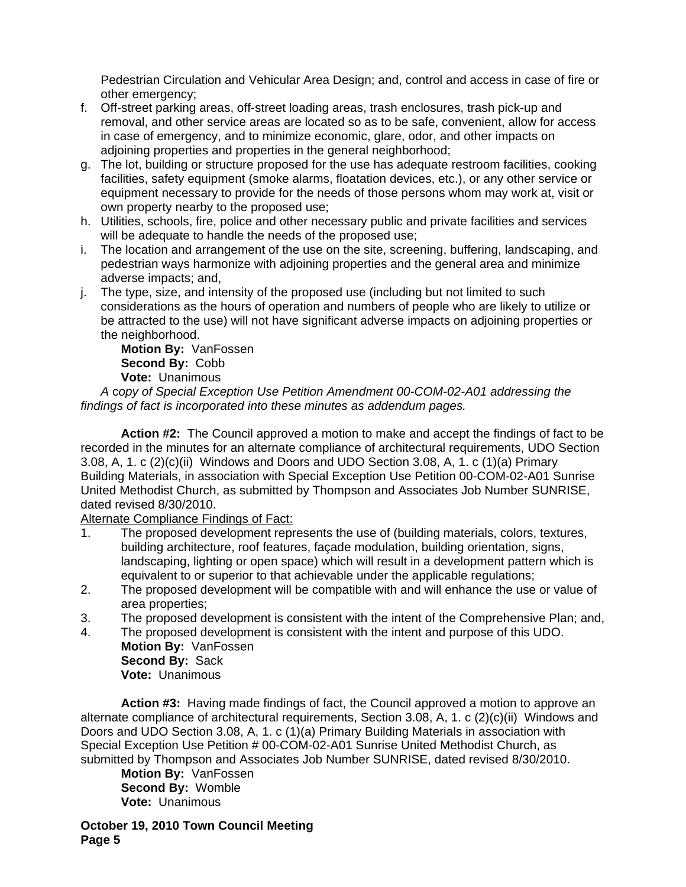Pedestrian Circulation and Vehicular Area Design; and, control and access in case of fire or other emergency;

f. Off-street parking areas, off-street loading areas, trash enclosures, trash pick-up and removal, and other service areas are located so as to be safe, convenient, allow for access in case of emergency, and to minimize economic, glare, odor, and other impacts on adjoining properties and properties in the general neighborhood;
g. The lot, building or structure proposed for the use has adequate restroom facilities, cooking facilities, safety equipment (smoke alarms, floatation devices, etc.), or any other service or equipment necessary to provide for the needs of those persons whom may work at, visit or own property nearby to the proposed use;
h. Utilities, schools, fire, police and other necessary public and private facilities and services will be adequate to handle the needs of the proposed use;
i. The location and arrangement of the use on the site, screening, buffering, landscaping, and pedestrian ways harmonize with adjoining properties and the general area and minimize adverse impacts; and,
j. The type, size, and intensity of the proposed use (including but not limited to such considerations as the hours of operation and numbers of people who are likely to utilize or be attracted to the use) will not have significant adverse impacts on adjoining properties or the neighborhood.

**Motion By:** VanFossen
**Second By:** Cobb
**Vote:** Unanimous

*A copy of Special Exception Use Petition Amendment 00-COM-02-A01 addressing the findings of fact is incorporated into these minutes as addendum pages.*

**Action #2:** The Council approved a motion to make and accept the findings of fact to be recorded in the minutes for an alternate compliance of architectural requirements, UDO Section 3.08, A, 1. c (2)(c)(ii) Windows and Doors and UDO Section 3.08, A, 1. c (1)(a) Primary Building Materials, in association with Special Exception Use Petition 00-COM-02-A01 Sunrise United Methodist Church, as submitted by Thompson and Associates Job Number SUNRISE, dated revised 8/30/2010.

Alternate Compliance Findings of Fact:

1. The proposed development represents the use of (building materials, colors, textures, building architecture, roof features, façade modulation, building orientation, signs, landscaping, lighting or open space) which will result in a development pattern which is equivalent to or superior to that achievable under the applicable regulations;
2. The proposed development will be compatible with and will enhance the use or value of area properties;
3. The proposed development is consistent with the intent of the Comprehensive Plan; and,
4. The proposed development is consistent with the intent and purpose of this UDO.

**Motion By:** VanFossen
**Second By:** Sack
**Vote:** Unanimous

**Action #3:** Having made findings of fact, the Council approved a motion to approve an alternate compliance of architectural requirements, Section 3.08, A, 1. c (2)(c)(ii) Windows and Doors and UDO Section 3.08, A, 1. c (1)(a) Primary Building Materials in association with Special Exception Use Petition # 00-COM-02-A01 Sunrise United Methodist Church, as submitted by Thompson and Associates Job Number SUNRISE, dated revised 8/30/2010.

**Motion By:** VanFossen
**Second By:** Womble
**Vote:** Unanimous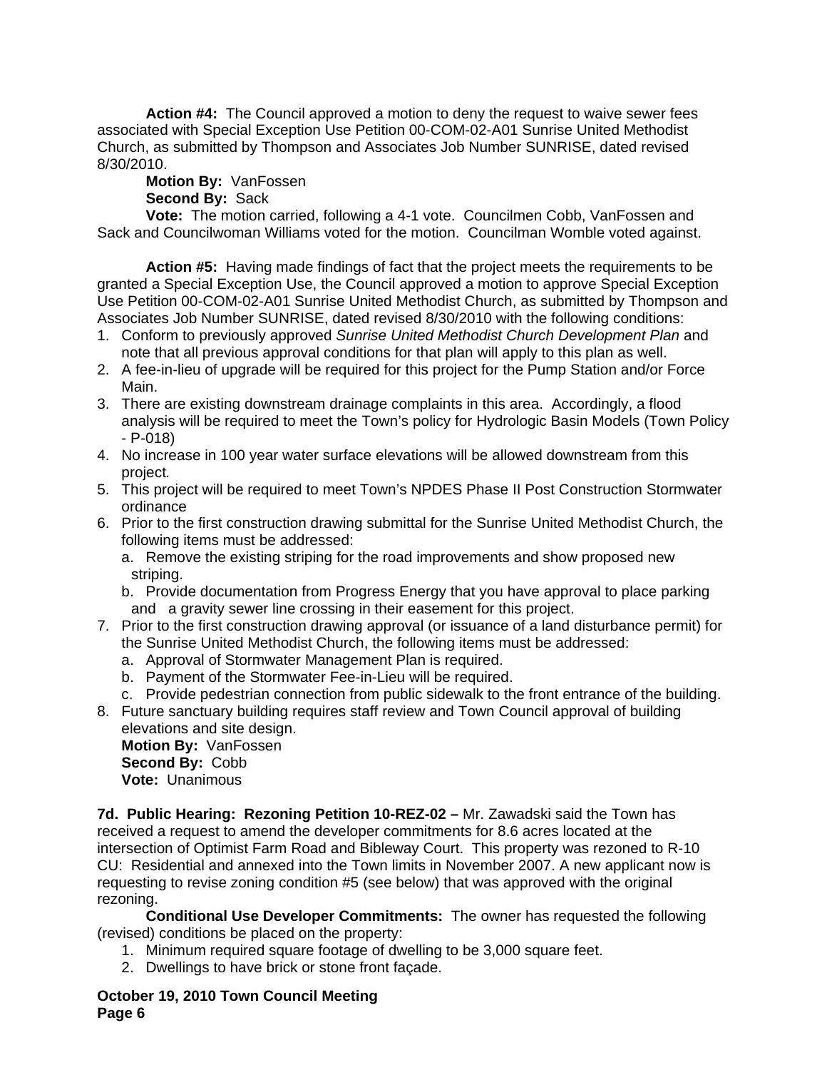**Action #4:** The Council approved a motion to deny the request to waive sewer fees associated with Special Exception Use Petition 00-COM-02-A01 Sunrise United Methodist Church, as submitted by Thompson and Associates Job Number SUNRISE, dated revised 8/30/2010.

**Motion By:** VanFossen
**Second By:** Sack
**Vote:** The motion carried, following a 4-1 vote. Councilmen Cobb, VanFossen and Sack and Councilwoman Williams voted for the motion. Councilman Womble voted against.

**Action #5:** Having made findings of fact that the project meets the requirements to be granted a Special Exception Use, the Council approved a motion to approve Special Exception Use Petition 00-COM-02-A01 Sunrise United Methodist Church, as submitted by Thompson and Associates Job Number SUNRISE, dated revised 8/30/2010 with the following conditions:

1. Conform to previously approved *Sunrise United Methodist Church Development Plan* and note that all previous approval conditions for that plan will apply to this plan as well.
2. A fee-in-lieu of upgrade will be required for this project for the Pump Station and/or Force Main.
3. There are existing downstream drainage complaints in this area. Accordingly, a flood analysis will be required to meet the Town's policy for Hydrologic Basin Models (Town Policy - P-018)
4. No increase in 100 year water surface elevations will be allowed downstream from this project.
5. This project will be required to meet Town's NPDES Phase II Post Construction Stormwater ordinance
6. Prior to the first construction drawing submittal for the Sunrise United Methodist Church, the following items must be addressed:
   a. Remove the existing striping for the road improvements and show proposed new striping.
   b. Provide documentation from Progress Energy that you have approval to place parking and a gravity sewer line crossing in their easement for this project.
7. Prior to the first construction drawing approval (or issuance of a land disturbance permit) for the Sunrise United Methodist Church, the following items must be addressed:
   a. Approval of Stormwater Management Plan is required.
   b. Payment of the Stormwater Fee-in-Lieu will be required.
   c. Provide pedestrian connection from public sidewalk to the front entrance of the building.
8. Future sanctuary building requires staff review and Town Council approval of building elevations and site design.

**Motion By:** VanFossen
**Second By:** Cobb
**Vote:** Unanimous

**7d. Public Hearing: Rezoning Petition 10-REZ-02 –** Mr. Zawadski said the Town has received a request to amend the developer commitments for 8.6 acres located at the intersection of Optimist Farm Road and Bibleway Court. This property was rezoned to R-10 CU: Residential and annexed into the Town limits in November 2007. A new applicant now is requesting to revise zoning condition #5 (see below) that was approved with the original rezoning.

**Conditional Use Developer Commitments:** The owner has requested the following (revised) conditions be placed on the property:

1. Minimum required square footage of dwelling to be 3,000 square feet.
2. Dwellings to have brick or stone front façade.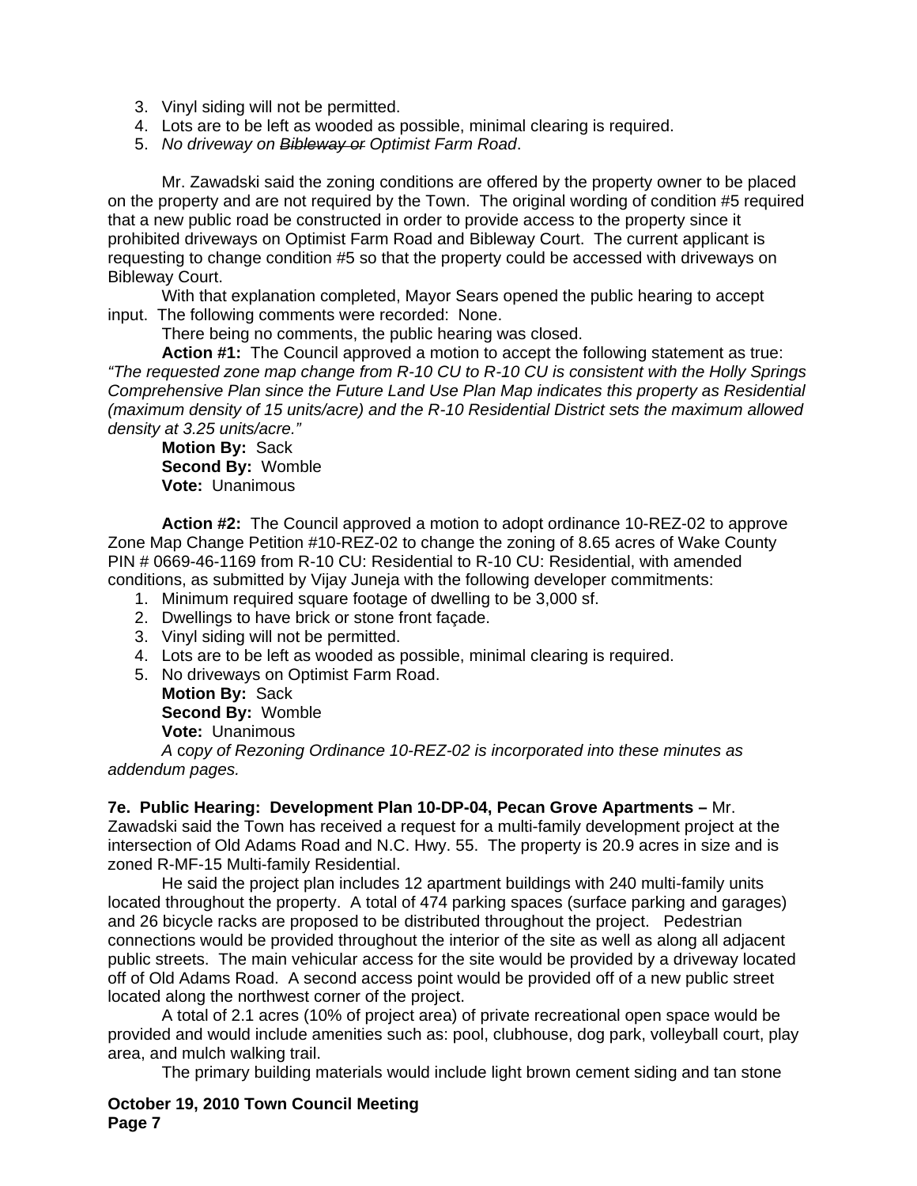3. Vinyl siding will not be permitted.
4. Lots are to be left as wooded as possible, minimal clearing is required.
5. *No driveway on ~~Bibleway or~~ Optimist Farm Road*.

Mr. Zawadski said the zoning conditions are offered by the property owner to be placed on the property and are not required by the Town. The original wording of condition #5 required that a new public road be constructed in order to provide access to the property since it prohibited driveways on Optimist Farm Road and Bibleway Court. The current applicant is requesting to change condition #5 so that the property could be accessed with driveways on Bibleway Court.

With that explanation completed, Mayor Sears opened the public hearing to accept input. The following comments were recorded: None.

There being no comments, the public hearing was closed.

**Action #1:** The Council approved a motion to accept the following statement as true: *"The requested zone map change from R-10 CU to R-10 CU is consistent with the Holly Springs Comprehensive Plan since the Future Land Use Plan Map indicates this property as Residential (maximum density of 15 units/acre) and the R-10 Residential District sets the maximum allowed density at 3.25 units/acre."*

**Motion By:** Sack
**Second By:** Womble
**Vote:** Unanimous

**Action #2:** The Council approved a motion to adopt ordinance 10-REZ-02 to approve Zone Map Change Petition #10-REZ-02 to change the zoning of 8.65 acres of Wake County PIN # 0669-46-1169 from R-10 CU: Residential to R-10 CU: Residential, with amended conditions, as submitted by Vijay Juneja with the following developer commitments:

1. Minimum required square footage of dwelling to be 3,000 sf.
2. Dwellings to have brick or stone front façade.
3. Vinyl siding will not be permitted.
4. Lots are to be left as wooded as possible, minimal clearing is required.
5. No driveways on Optimist Farm Road.

**Motion By:** Sack
**Second By:** Womble
**Vote:** Unanimous

*A copy of Rezoning Ordinance 10-REZ-02 is incorporated into these minutes as addendum pages.*

**7e. Public Hearing: Development Plan 10-DP-04, Pecan Grove Apartments –** Mr. Zawadski said the Town has received a request for a multi-family development project at the intersection of Old Adams Road and N.C. Hwy. 55. The property is 20.9 acres in size and is zoned R-MF-15 Multi-family Residential.

He said the project plan includes 12 apartment buildings with 240 multi-family units located throughout the property. A total of 474 parking spaces (surface parking and garages) and 26 bicycle racks are proposed to be distributed throughout the project. Pedestrian connections would be provided throughout the interior of the site as well as along all adjacent public streets. The main vehicular access for the site would be provided by a driveway located off of Old Adams Road. A second access point would be provided off of a new public street located along the northwest corner of the project.

A total of 2.1 acres (10% of project area) of private recreational open space would be provided and would include amenities such as: pool, clubhouse, dog park, volleyball court, play area, and mulch walking trail.

The primary building materials would include light brown cement siding and tan stone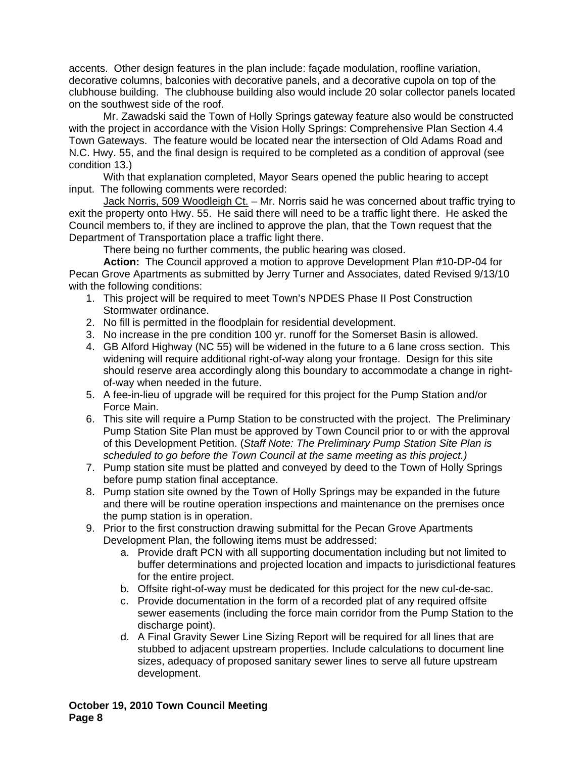accents. Other design features in the plan include: façade modulation, roofline variation, decorative columns, balconies with decorative panels, and a decorative cupola on top of the clubhouse building. The clubhouse building also would include 20 solar collector panels located on the southwest side of the roof.

Mr. Zawadski said the Town of Holly Springs gateway feature also would be constructed with the project in accordance with the Vision Holly Springs: Comprehensive Plan Section 4.4 Town Gateways. The feature would be located near the intersection of Old Adams Road and N.C. Hwy. 55, and the final design is required to be completed as a condition of approval (see condition 13.)

With that explanation completed, Mayor Sears opened the public hearing to accept input. The following comments were recorded:

Jack Norris, 509 Woodleigh Ct. – Mr. Norris said he was concerned about traffic trying to exit the property onto Hwy. 55. He said there will need to be a traffic light there. He asked the Council members to, if they are inclined to approve the plan, that the Town request that the Department of Transportation place a traffic light there.

There being no further comments, the public hearing was closed.

**Action:** The Council approved a motion to approve Development Plan #10-DP-04 for Pecan Grove Apartments as submitted by Jerry Turner and Associates, dated Revised 9/13/10 with the following conditions:

1. This project will be required to meet Town's NPDES Phase II Post Construction Stormwater ordinance.
2. No fill is permitted in the floodplain for residential development.
3. No increase in the pre condition 100 yr. runoff for the Somerset Basin is allowed.
4. GB Alford Highway (NC 55) will be widened in the future to a 6 lane cross section. This widening will require additional right-of-way along your frontage. Design for this site should reserve area accordingly along this boundary to accommodate a change in right-of-way when needed in the future.
5. A fee-in-lieu of upgrade will be required for this project for the Pump Station and/or Force Main.
6. This site will require a Pump Station to be constructed with the project. The Preliminary Pump Station Site Plan must be approved by Town Council prior to or with the approval of this Development Petition. (*Staff Note: The Preliminary Pump Station Site Plan is scheduled to go before the Town Council at the same meeting as this project.)*
7. Pump station site must be platted and conveyed by deed to the Town of Holly Springs before pump station final acceptance.
8. Pump station site owned by the Town of Holly Springs may be expanded in the future and there will be routine operation inspections and maintenance on the premises once the pump station is in operation.
9. Prior to the first construction drawing submittal for the Pecan Grove Apartments Development Plan, the following items must be addressed:
    a. Provide draft PCN with all supporting documentation including but not limited to buffer determinations and projected location and impacts to jurisdictional features for the entire project.
    b. Offsite right-of-way must be dedicated for this project for the new cul-de-sac.
    c. Provide documentation in the form of a recorded plat of any required offsite sewer easements (including the force main corridor from the Pump Station to the discharge point).
    d. A Final Gravity Sewer Line Sizing Report will be required for all lines that are stubbed to adjacent upstream properties. Include calculations to document line sizes, adequacy of proposed sanitary sewer lines to serve all future upstream development.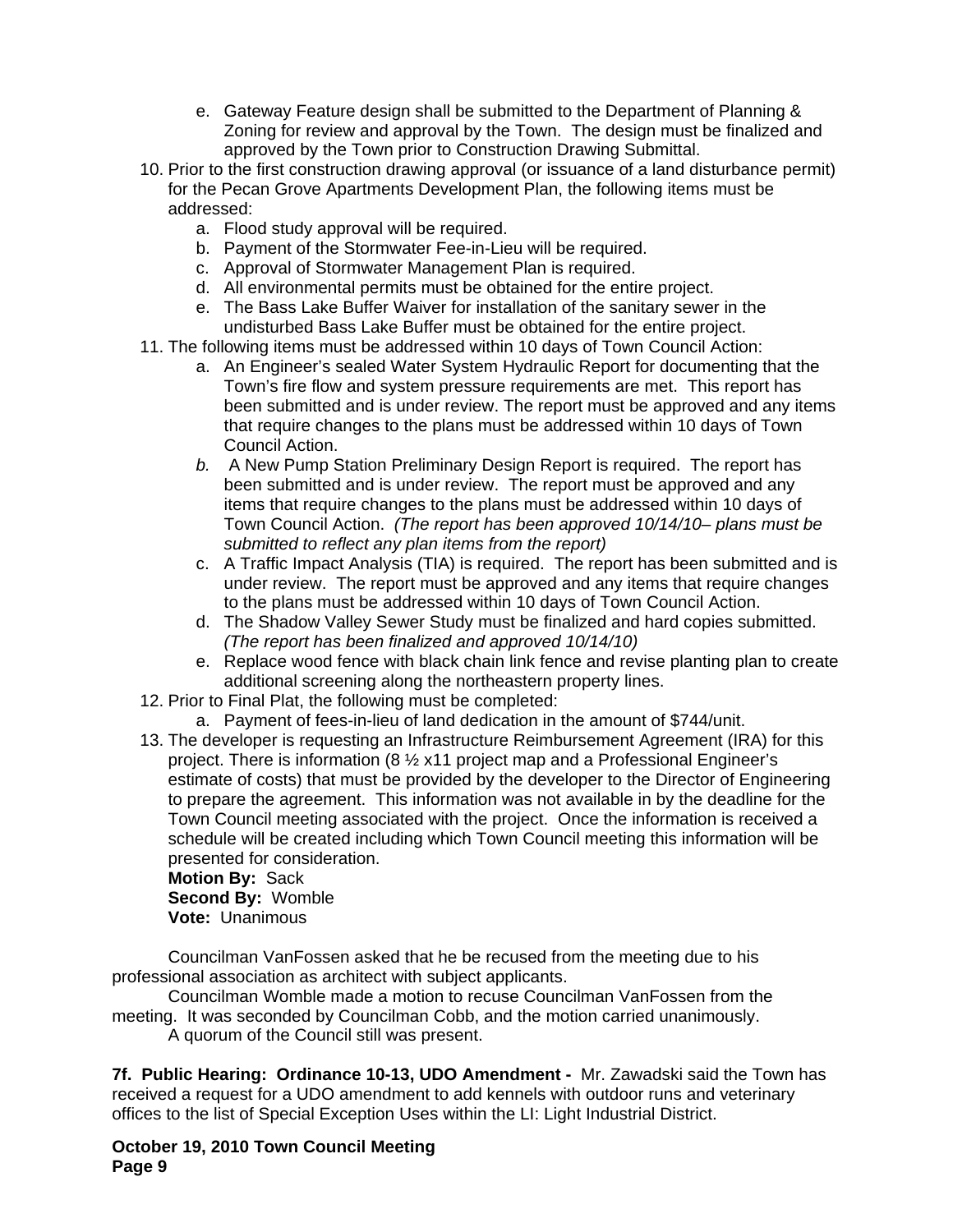e. Gateway Feature design shall be submitted to the Department of Planning & Zoning for review and approval by the Town. The design must be finalized and approved by the Town prior to Construction Drawing Submittal.

10. Prior to the first construction drawing approval (or issuance of a land disturbance permit) for the Pecan Grove Apartments Development Plan, the following items must be addressed:
    a. Flood study approval will be required.
    b. Payment of the Stormwater Fee-in-Lieu will be required.
    c. Approval of Stormwater Management Plan is required.
    d. All environmental permits must be obtained for the entire project.
    e. The Bass Lake Buffer Waiver for installation of the sanitary sewer in the undisturbed Bass Lake Buffer must be obtained for the entire project.
11. The following items must be addressed within 10 days of Town Council Action:
    a. An Engineer's sealed Water System Hydraulic Report for documenting that the Town's fire flow and system pressure requirements are met. This report has been submitted and is under review. The report must be approved and any items that require changes to the plans must be addressed within 10 days of Town Council Action.
    *b.* A New Pump Station Preliminary Design Report is required. The report has been submitted and is under review. The report must be approved and any items that require changes to the plans must be addressed within 10 days of Town Council Action. *(The report has been approved 10/14/10– plans must be submitted to reflect any plan items from the report)*
    c. A Traffic Impact Analysis (TIA) is required. The report has been submitted and is under review. The report must be approved and any items that require changes to the plans must be addressed within 10 days of Town Council Action.
    d. The Shadow Valley Sewer Study must be finalized and hard copies submitted. *(The report has been finalized and approved 10/14/10)*
    e. Replace wood fence with black chain link fence and revise planting plan to create additional screening along the northeastern property lines.
12. Prior to Final Plat, the following must be completed:
    a. Payment of fees-in-lieu of land dedication in the amount of $744/unit.
13. The developer is requesting an Infrastructure Reimbursement Agreement (IRA) for this project. There is information (8 ½ x11 project map and a Professional Engineer's estimate of costs) that must be provided by the developer to the Director of Engineering to prepare the agreement. This information was not available in by the deadline for the Town Council meeting associated with the project. Once the information is received a schedule will be created including which Town Council meeting this information will be presented for consideration.

    **Motion By:** Sack
    **Second By:** Womble
    **Vote:** Unanimous

Councilman VanFossen asked that he be recused from the meeting due to his professional association as architect with subject applicants.

Councilman Womble made a motion to recuse Councilman VanFossen from the meeting. It was seconded by Councilman Cobb, and the motion carried unanimously.

A quorum of the Council still was present.

**7f. Public Hearing: Ordinance 10-13, UDO Amendment -** Mr. Zawadski said the Town has received a request for a UDO amendment to add kennels with outdoor runs and veterinary offices to the list of Special Exception Uses within the LI: Light Industrial District.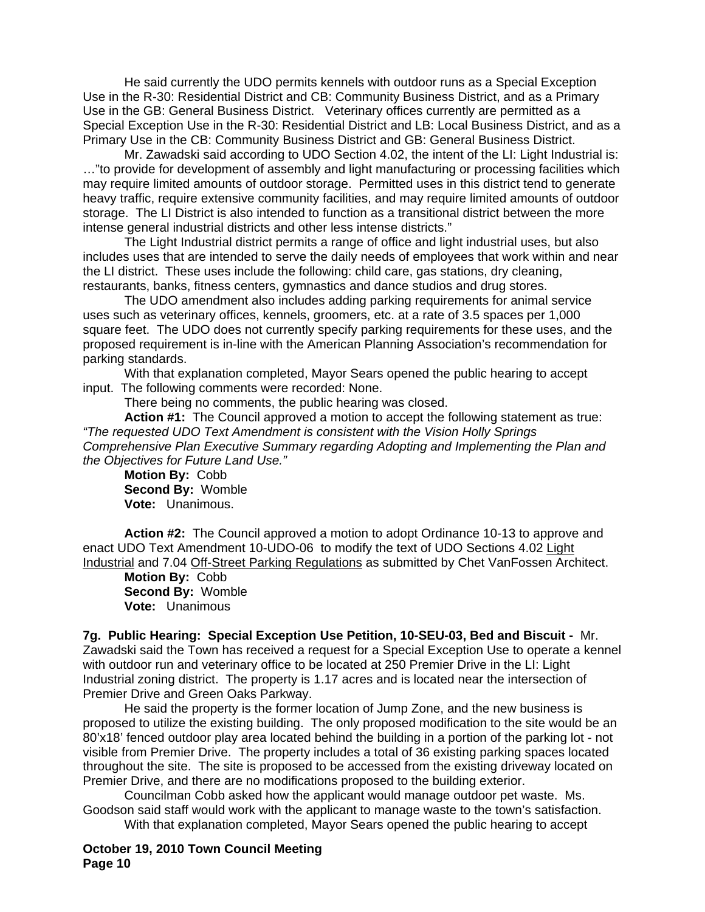He said currently the UDO permits kennels with outdoor runs as a Special Exception Use in the R-30: Residential District and CB: Community Business District, and as a Primary Use in the GB: General Business District. Veterinary offices currently are permitted as a Special Exception Use in the R-30: Residential District and LB: Local Business District, and as a Primary Use in the CB: Community Business District and GB: General Business District.

Mr. Zawadski said according to UDO Section 4.02, the intent of the LI: Light Industrial is: …"to provide for development of assembly and light manufacturing or processing facilities which may require limited amounts of outdoor storage. Permitted uses in this district tend to generate heavy traffic, require extensive community facilities, and may require limited amounts of outdoor storage. The LI District is also intended to function as a transitional district between the more intense general industrial districts and other less intense districts."

The Light Industrial district permits a range of office and light industrial uses, but also includes uses that are intended to serve the daily needs of employees that work within and near the LI district. These uses include the following: child care, gas stations, dry cleaning, restaurants, banks, fitness centers, gymnastics and dance studios and drug stores.

The UDO amendment also includes adding parking requirements for animal service uses such as veterinary offices, kennels, groomers, etc. at a rate of 3.5 spaces per 1,000 square feet. The UDO does not currently specify parking requirements for these uses, and the proposed requirement is in-line with the American Planning Association's recommendation for parking standards.

With that explanation completed, Mayor Sears opened the public hearing to accept input. The following comments were recorded: None.

There being no comments, the public hearing was closed.

**Action #1:** The Council approved a motion to accept the following statement as true: *"The requested UDO Text Amendment is consistent with the Vision Holly Springs Comprehensive Plan Executive Summary regarding Adopting and Implementing the Plan and the Objectives for Future Land Use."*

**Motion By:** Cobb
**Second By:** Womble
**Vote:** Unanimous.

**Action #2:** The Council approved a motion to adopt Ordinance 10-13 to approve and enact UDO Text Amendment 10-UDO-06 to modify the text of UDO Sections 4.02 Light Industrial and 7.04 Off-Street Parking Regulations as submitted by Chet VanFossen Architect.

**Motion By:** Cobb
**Second By:** Womble
**Vote:** Unanimous

**7g. Public Hearing: Special Exception Use Petition, 10-SEU-03, Bed and Biscuit -** Mr. Zawadski said the Town has received a request for a Special Exception Use to operate a kennel with outdoor run and veterinary office to be located at 250 Premier Drive in the LI: Light Industrial zoning district. The property is 1.17 acres and is located near the intersection of Premier Drive and Green Oaks Parkway.

He said the property is the former location of Jump Zone, and the new business is proposed to utilize the existing building. The only proposed modification to the site would be an 80'x18' fenced outdoor play area located behind the building in a portion of the parking lot - not visible from Premier Drive. The property includes a total of 36 existing parking spaces located throughout the site. The site is proposed to be accessed from the existing driveway located on Premier Drive, and there are no modifications proposed to the building exterior.

Councilman Cobb asked how the applicant would manage outdoor pet waste. Ms. Goodson said staff would work with the applicant to manage waste to the town's satisfaction.

With that explanation completed, Mayor Sears opened the public hearing to accept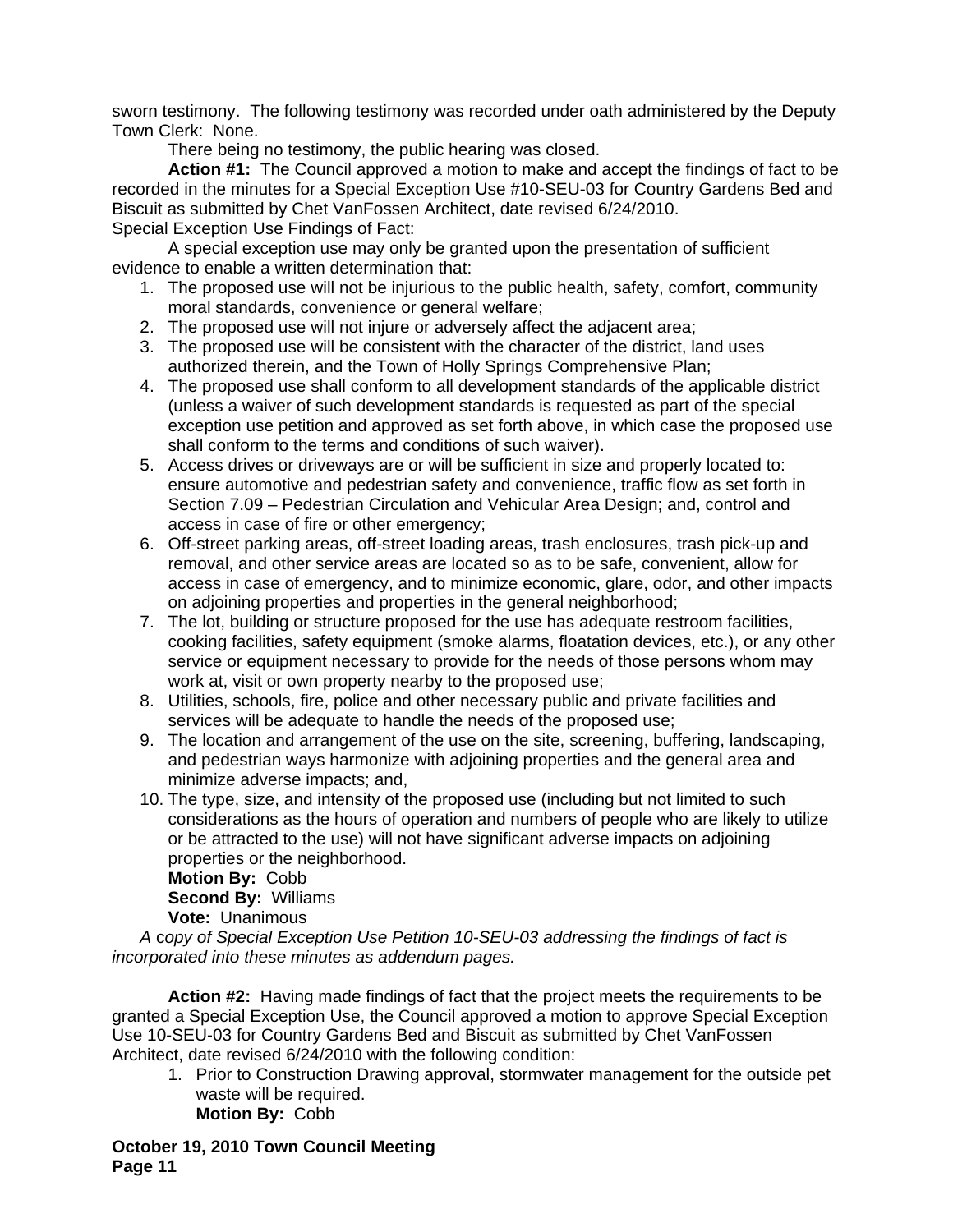sworn testimony. The following testimony was recorded under oath administered by the Deputy Town Clerk: None.

There being no testimony, the public hearing was closed.

**Action #1:** The Council approved a motion to make and accept the findings of fact to be recorded in the minutes for a Special Exception Use #10-SEU-03 for Country Gardens Bed and Biscuit as submitted by Chet VanFossen Architect, date revised 6/24/2010.

<u>Special Exception Use Findings of Fact:</u>

A special exception use may only be granted upon the presentation of sufficient evidence to enable a written determination that:

1. The proposed use will not be injurious to the public health, safety, comfort, community moral standards, convenience or general welfare;
2. The proposed use will not injure or adversely affect the adjacent area;
3. The proposed use will be consistent with the character of the district, land uses authorized therein, and the Town of Holly Springs Comprehensive Plan;
4. The proposed use shall conform to all development standards of the applicable district (unless a waiver of such development standards is requested as part of the special exception use petition and approved as set forth above, in which case the proposed use shall conform to the terms and conditions of such waiver).
5. Access drives or driveways are or will be sufficient in size and properly located to: ensure automotive and pedestrian safety and convenience, traffic flow as set forth in Section 7.09 – Pedestrian Circulation and Vehicular Area Design; and, control and access in case of fire or other emergency;
6. Off-street parking areas, off-street loading areas, trash enclosures, trash pick-up and removal, and other service areas are located so as to be safe, convenient, allow for access in case of emergency, and to minimize economic, glare, odor, and other impacts on adjoining properties and properties in the general neighborhood;
7. The lot, building or structure proposed for the use has adequate restroom facilities, cooking facilities, safety equipment (smoke alarms, floatation devices, etc.), or any other service or equipment necessary to provide for the needs of those persons whom may work at, visit or own property nearby to the proposed use;
8. Utilities, schools, fire, police and other necessary public and private facilities and services will be adequate to handle the needs of the proposed use;
9. The location and arrangement of the use on the site, screening, buffering, landscaping, and pedestrian ways harmonize with adjoining properties and the general area and minimize adverse impacts; and,
10. The type, size, and intensity of the proposed use (including but not limited to such considerations as the hours of operation and numbers of people who are likely to utilize or be attracted to the use) will not have significant adverse impacts on adjoining properties or the neighborhood.

    **Motion By:** Cobb
    **Second By:** Williams
    **Vote:** Unanimous

*A copy of Special Exception Use Petition 10-SEU-03 addressing the findings of fact is incorporated into these minutes as addendum pages.*

**Action #2:** Having made findings of fact that the project meets the requirements to be granted a Special Exception Use, the Council approved a motion to approve Special Exception Use 10-SEU-03 for Country Gardens Bed and Biscuit as submitted by Chet VanFossen Architect, date revised 6/24/2010 with the following condition:

1. Prior to Construction Drawing approval, stormwater management for the outside pet waste will be required.

    **Motion By:** Cobb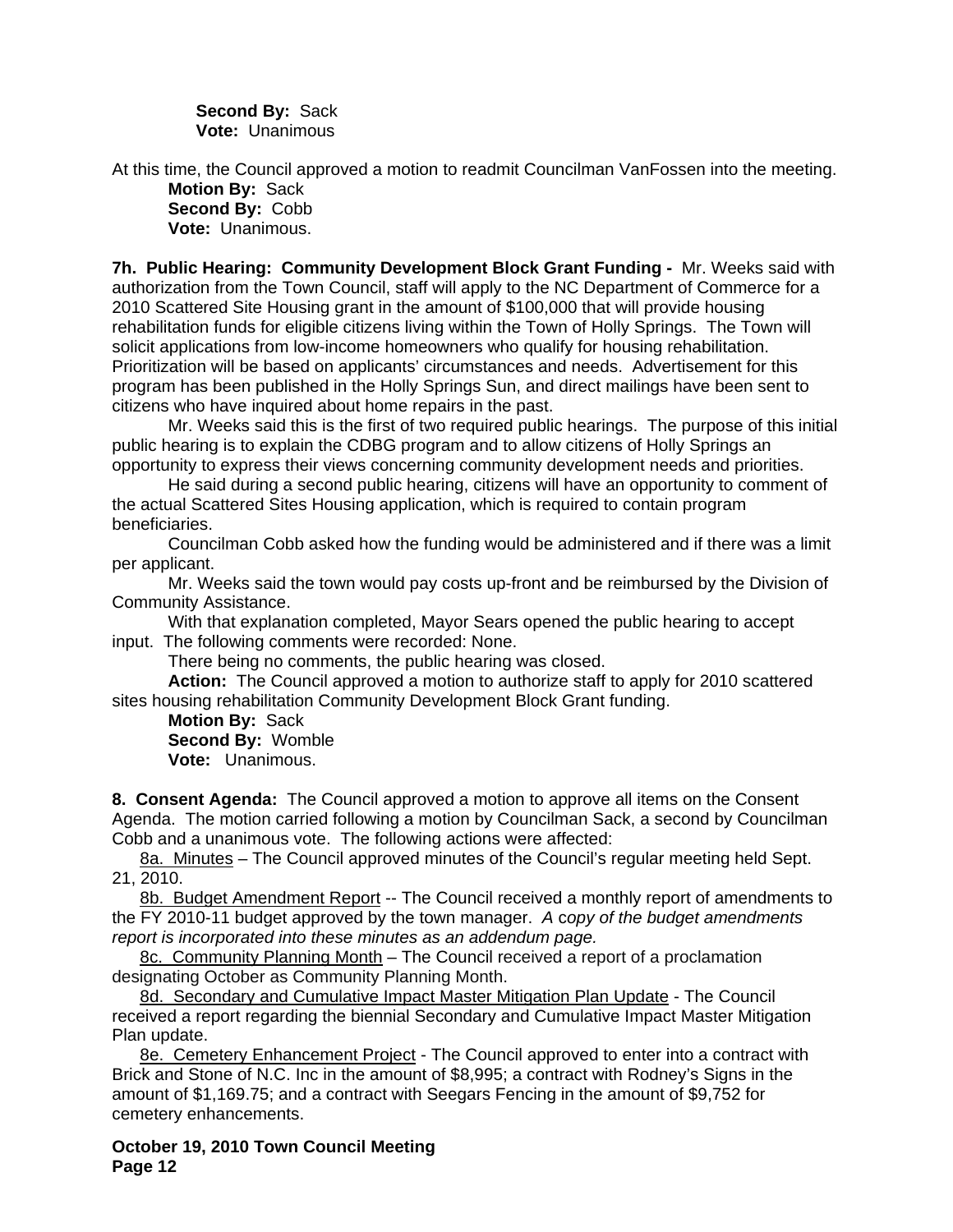**Second By:** Sack
**Vote:** Unanimous

At this time, the Council approved a motion to readmit Councilman VanFossen into the meeting.
**Motion By:** Sack
**Second By:** Cobb
**Vote:** Unanimous.

**7h. Public Hearing: Community Development Block Grant Funding -** Mr. Weeks said with authorization from the Town Council, staff will apply to the NC Department of Commerce for a 2010 Scattered Site Housing grant in the amount of $100,000 that will provide housing rehabilitation funds for eligible citizens living within the Town of Holly Springs. The Town will solicit applications from low-income homeowners who qualify for housing rehabilitation. Prioritization will be based on applicants' circumstances and needs. Advertisement for this program has been published in the Holly Springs Sun, and direct mailings have been sent to citizens who have inquired about home repairs in the past.

Mr. Weeks said this is the first of two required public hearings. The purpose of this initial public hearing is to explain the CDBG program and to allow citizens of Holly Springs an opportunity to express their views concerning community development needs and priorities.

He said during a second public hearing, citizens will have an opportunity to comment of the actual Scattered Sites Housing application, which is required to contain program beneficiaries.

Councilman Cobb asked how the funding would be administered and if there was a limit per applicant.

Mr. Weeks said the town would pay costs up-front and be reimbursed by the Division of Community Assistance.

With that explanation completed, Mayor Sears opened the public hearing to accept input. The following comments were recorded: None.

There being no comments, the public hearing was closed.

**Action:** The Council approved a motion to authorize staff to apply for 2010 scattered sites housing rehabilitation Community Development Block Grant funding.
**Motion By:** Sack
**Second By:** Womble
**Vote:** Unanimous.

**8. Consent Agenda:** The Council approved a motion to approve all items on the Consent Agenda. The motion carried following a motion by Councilman Sack, a second by Councilman Cobb and a unanimous vote. The following actions were affected:

8a. Minutes – The Council approved minutes of the Council's regular meeting held Sept. 21, 2010.

8b. Budget Amendment Report -- The Council received a monthly report of amendments to the FY 2010-11 budget approved by the town manager. *A copy of the budget amendments report is incorporated into these minutes as an addendum page.*

8c. Community Planning Month – The Council received a report of a proclamation designating October as Community Planning Month.

8d. Secondary and Cumulative Impact Master Mitigation Plan Update - The Council received a report regarding the biennial Secondary and Cumulative Impact Master Mitigation Plan update.

8e. Cemetery Enhancement Project - The Council approved to enter into a contract with Brick and Stone of N.C. Inc in the amount of $8,995; a contract with Rodney's Signs in the amount of $1,169.75; and a contract with Seegars Fencing in the amount of $9,752 for cemetery enhancements.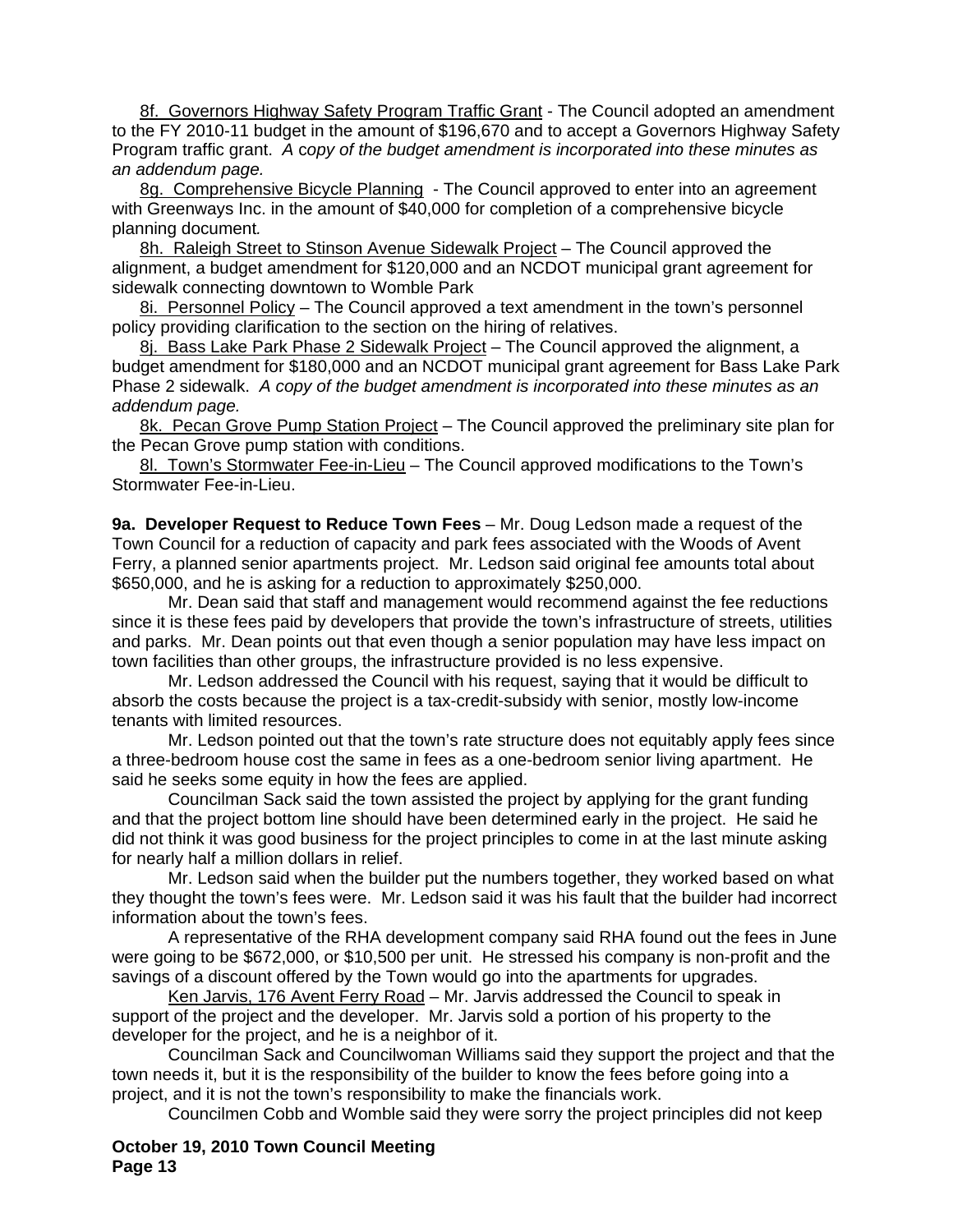8f. <u>Governors Highway Safety Program Traffic Grant</u> - The Council adopted an amendment to the FY 2010-11 budget in the amount of $196,670 and to accept a Governors Highway Safety Program traffic grant. *A copy of the budget amendment is incorporated into these minutes as an addendum page.*

8g. <u>Comprehensive Bicycle Planning</u> - The Council approved to enter into an agreement with Greenways Inc. in the amount of $40,000 for completion of a comprehensive bicycle planning document.

8h. <u>Raleigh Street to Stinson Avenue Sidewalk Project</u> – The Council approved the alignment, a budget amendment for $120,000 and an NCDOT municipal grant agreement for sidewalk connecting downtown to Womble Park

8i. <u>Personnel Policy</u> – The Council approved a text amendment in the town's personnel policy providing clarification to the section on the hiring of relatives.

8j. <u>Bass Lake Park Phase 2 Sidewalk Project</u> – The Council approved the alignment, a budget amendment for $180,000 and an NCDOT municipal grant agreement for Bass Lake Park Phase 2 sidewalk. *A copy of the budget amendment is incorporated into these minutes as an addendum page.*

8k. <u>Pecan Grove Pump Station Project</u> – The Council approved the preliminary site plan for the Pecan Grove pump station with conditions.

8l. <u>Town's Stormwater Fee-in-Lieu</u> – The Council approved modifications to the Town's Stormwater Fee-in-Lieu.

**9a. Developer Request to Reduce Town Fees** – Mr. Doug Ledson made a request of the Town Council for a reduction of capacity and park fees associated with the Woods of Avent Ferry, a planned senior apartments project. Mr. Ledson said original fee amounts total about $650,000, and he is asking for a reduction to approximately $250,000.

Mr. Dean said that staff and management would recommend against the fee reductions since it is these fees paid by developers that provide the town's infrastructure of streets, utilities and parks. Mr. Dean points out that even though a senior population may have less impact on town facilities than other groups, the infrastructure provided is no less expensive.

Mr. Ledson addressed the Council with his request, saying that it would be difficult to absorb the costs because the project is a tax-credit-subsidy with senior, mostly low-income tenants with limited resources.

Mr. Ledson pointed out that the town's rate structure does not equitably apply fees since a three-bedroom house cost the same in fees as a one-bedroom senior living apartment. He said he seeks some equity in how the fees are applied.

Councilman Sack said the town assisted the project by applying for the grant funding and that the project bottom line should have been determined early in the project. He said he did not think it was good business for the project principles to come in at the last minute asking for nearly half a million dollars in relief.

Mr. Ledson said when the builder put the numbers together, they worked based on what they thought the town's fees were. Mr. Ledson said it was his fault that the builder had incorrect information about the town's fees.

A representative of the RHA development company said RHA found out the fees in June were going to be $672,000, or $10,500 per unit. He stressed his company is non-profit and the savings of a discount offered by the Town would go into the apartments for upgrades.

<u>Ken Jarvis, 176 Avent Ferry Road</u> – Mr. Jarvis addressed the Council to speak in support of the project and the developer. Mr. Jarvis sold a portion of his property to the developer for the project, and he is a neighbor of it.

Councilman Sack and Councilwoman Williams said they support the project and that the town needs it, but it is the responsibility of the builder to know the fees before going into a project, and it is not the town's responsibility to make the financials work.

Councilmen Cobb and Womble said they were sorry the project principles did not keep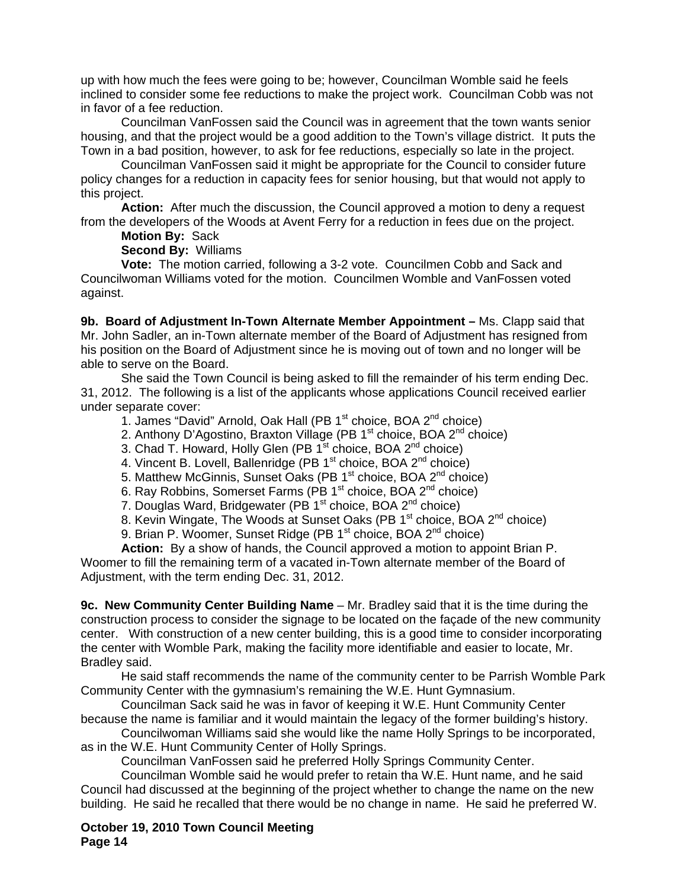up with how much the fees were going to be; however, Councilman Womble said he feels inclined to consider some fee reductions to make the project work. Councilman Cobb was not in favor of a fee reduction.

Councilman VanFossen said the Council was in agreement that the town wants senior housing, and that the project would be a good addition to the Town's village district. It puts the Town in a bad position, however, to ask for fee reductions, especially so late in the project.

Councilman VanFossen said it might be appropriate for the Council to consider future policy changes for a reduction in capacity fees for senior housing, but that would not apply to this project.

**Action:** After much the discussion, the Council approved a motion to deny a request from the developers of the Woods at Avent Ferry for a reduction in fees due on the project.

**Motion By:** Sack

**Second By:** Williams

**Vote:** The motion carried, following a 3-2 vote. Councilmen Cobb and Sack and Councilwoman Williams voted for the motion. Councilmen Womble and VanFossen voted against.

**9b. Board of Adjustment In-Town Alternate Member Appointment –** Ms. Clapp said that Mr. John Sadler, an in-Town alternate member of the Board of Adjustment has resigned from his position on the Board of Adjustment since he is moving out of town and no longer will be able to serve on the Board.

She said the Town Council is being asked to fill the remainder of his term ending Dec. 31, 2012. The following is a list of the applicants whose applications Council received earlier under separate cover:

1. James "David" Arnold, Oak Hall (PB 1st choice, BOA 2nd choice)
2. Anthony D'Agostino, Braxton Village (PB 1st choice, BOA 2nd choice)
3. Chad T. Howard, Holly Glen (PB 1st choice, BOA 2nd choice)
4. Vincent B. Lovell, Ballenridge (PB 1st choice, BOA 2nd choice)
5. Matthew McGinnis, Sunset Oaks (PB 1st choice, BOA 2nd choice)
6. Ray Robbins, Somerset Farms (PB 1st choice, BOA 2nd choice)
7. Douglas Ward, Bridgewater (PB 1st choice, BOA 2nd choice)
8. Kevin Wingate, The Woods at Sunset Oaks (PB 1st choice, BOA 2nd choice)
9. Brian P. Woomer, Sunset Ridge (PB 1st choice, BOA 2nd choice)

**Action:** By a show of hands, the Council approved a motion to appoint Brian P. Woomer to fill the remaining term of a vacated in-Town alternate member of the Board of Adjustment, with the term ending Dec. 31, 2012.

**9c. New Community Center Building Name** – Mr. Bradley said that it is the time during the construction process to consider the signage to be located on the façade of the new community center. With construction of a new center building, this is a good time to consider incorporating the center with Womble Park, making the facility more identifiable and easier to locate, Mr. Bradley said.

He said staff recommends the name of the community center to be Parrish Womble Park Community Center with the gymnasium's remaining the W.E. Hunt Gymnasium.

Councilman Sack said he was in favor of keeping it W.E. Hunt Community Center because the name is familiar and it would maintain the legacy of the former building's history.

Councilwoman Williams said she would like the name Holly Springs to be incorporated, as in the W.E. Hunt Community Center of Holly Springs.

Councilman VanFossen said he preferred Holly Springs Community Center.

Councilman Womble said he would prefer to retain tha W.E. Hunt name, and he said Council had discussed at the beginning of the project whether to change the name on the new building. He said he recalled that there would be no change in name. He said he preferred W.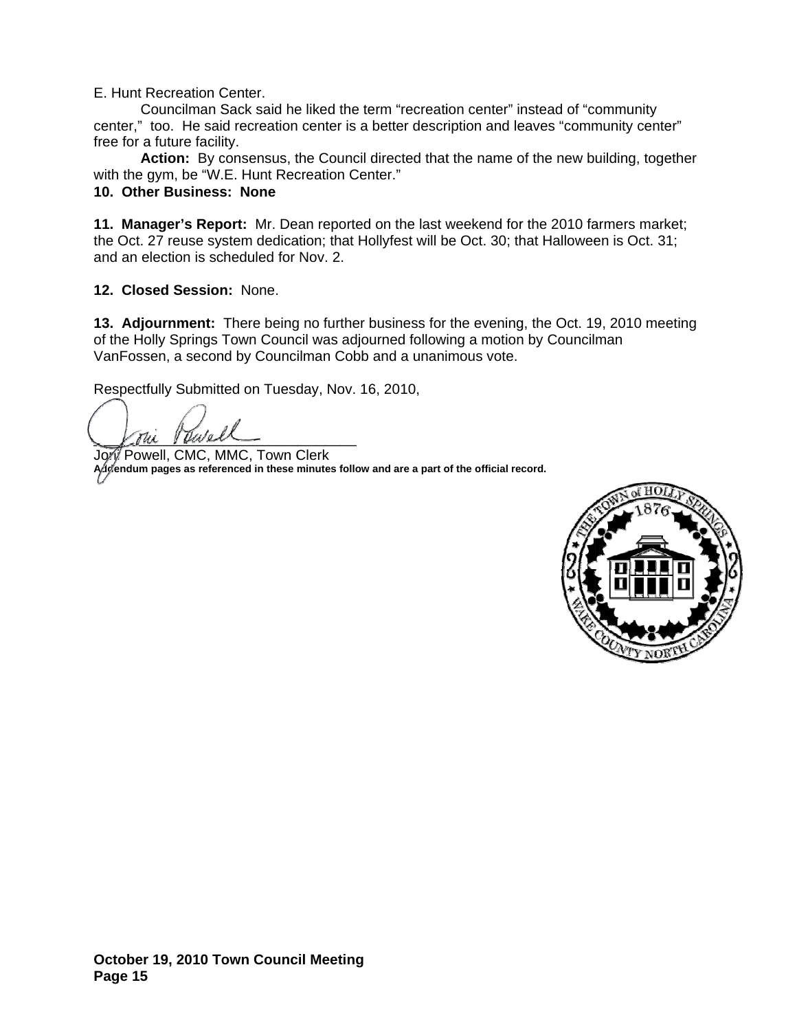E. Hunt Recreation Center.

Councilman Sack said he liked the term "recreation center" instead of "community center," too. He said recreation center is a better description and leaves "community center" free for a future facility.

**Action:** By consensus, the Council directed that the name of the new building, together with the gym, be "W.E. Hunt Recreation Center."

**10. Other Business: None**

**11. Manager's Report:** Mr. Dean reported on the last weekend for the 2010 farmers market; the Oct. 27 reuse system dedication; that Hollyfest will be Oct. 30; that Halloween is Oct. 31; and an election is scheduled for Nov. 2.

**12. Closed Session:** None.

**13. Adjournment:** There being no further business for the evening, the Oct. 19, 2010 meeting of the Holly Springs Town Council was adjourned following a motion by Councilman VanFossen, a second by Councilman Cobb and a unanimous vote.

Respectfully Submitted on Tuesday, Nov. 16, 2010,

\_\_\_\_\_\_\_\_\_\_\_\_\_\_\_\_\_\_\_\_\_\_\_\_\_\_\_\_\_\_

Joni Powell, CMC, MMC, Town Clerk

**Addendum pages as referenced in these minutes follow and are a part of the official record.**